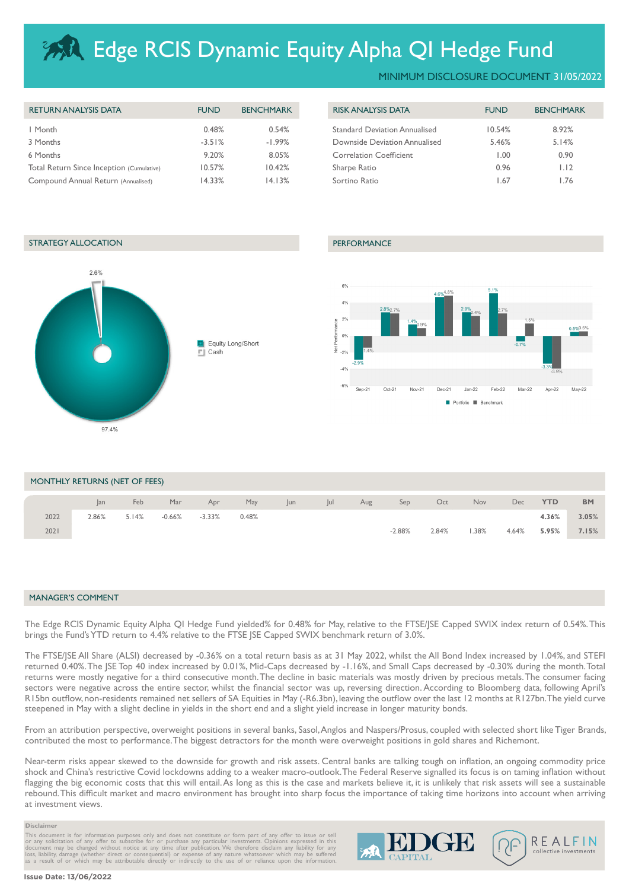# Edge RCIS Dynamic Equity Alpha QI Hedge Fund

MINIMUM DISCLOSURE DOCUMENT 31/05/2022

| RETURN ANALYSIS DATA | FUND | BENCHMARK |
|---|---|---|
| 1 Month | 0.48% | 0.54% |
| 3 Months | -3.51% | -1.99% |
| 6 Months | 9.20% | 8.05% |
| Total Return Since Inception (Cumulative) | 10.57% | 10.42% |
| Compound Annual Return (Annualised) | 14.33% | 14.13% |

| RISK ANALYSIS DATA | FUND | BENCHMARK |
|---|---|---|
| Standard Deviation Annualised | 10.54% | 8.92% |
| Downside Deviation Annualised | 5.46% | 5.14% |
| Correlation Coefficient | 1.00 | 0.90 |
| Sharpe Ratio | 0.96 | 1.12 |
| Sortino Ratio | 1.67 | 1.76 |

## STRATEGY ALLOCATION

| Strategy | Allocation |
|---|---|
| Equity Long/Short | 97.4% |
| Cash | 2.6% |

## PERFORMANCE

| Month | Portfolio | Benchmark |
|---|---|---|
| Sep-21 | -2.9% | -1.4% |
| Oct-21 | 2.8% | 2.7% |
| Nov-21 | 1.4% | 0.9% |
| Dec-21 | 4.6% | 4.8% |
| Jan-22 | 2.9% | 2.4% |
| Feb-22 | 5.1% | 2.7% |
| Mar-22 | -0.7% | 1.5% |
| Apr-22 | -3.3% | -3.9% |
| May-22 | 0.5% | 0.5% |

## MONTHLY RETURNS (NET OF FEES)

| | Jan | Feb | Mar | Apr | May | Jun | Jul | Aug | Sep | Oct | Nov | Dec | YTD | BM |
|---|---|---|---|---|---|---|---|---|---|---|---|---|---|---|
| 2022 | 2.86% | 5.14% | -0.66% | -3.33% | 0.48% | | | | | | | | **4.36%** | **3.05%** |
| 2021 | | | | | | | | | -2.88% | 2.84% | 1.38% | 4.64% | **5.95%** | **7.15%** |

## MANAGER'S COMMENT

The Edge RCIS Dynamic Equity Alpha QI Hedge Fund yielded% for 0.48% for May, relative to the FTSE/JSE Capped SWIX index return of 0.54%. This brings the Fund's YTD return to 4.4% relative to the FTSE JSE Capped SWIX benchmark return of 3.0%.

The FTSE/JSE All Share (ALSI) decreased by -0.36% on a total return basis as at 31 May 2022, whilst the All Bond Index increased by 1.04%, and STEFI returned 0.40%. The JSE Top 40 index increased by 0.01%, Mid-Caps decreased by -1.16%, and Small Caps decreased by -0.30% during the month. Total returns were mostly negative for a third consecutive month. The decline in basic materials was mostly driven by precious metals. The consumer facing sectors were negative across the entire sector, whilst the financial sector was up, reversing direction. According to Bloomberg data, following April's R15bn outflow, non-residents remained net sellers of SA Equities in May (-R6.3bn), leaving the outflow over the last 12 months at R127bn. The yield curve steepened in May with a slight decline in yields in the short end and a slight yield increase in longer maturity bonds.

From an attribution perspective, overweight positions in several banks, Sasol, Anglos and Naspers/Prosus, coupled with selected short like Tiger Brands, contributed the most to performance. The biggest detractors for the month were overweight positions in gold shares and Richemont.

Near-term risks appear skewed to the downside for growth and risk assets. Central banks are talking tough on inflation, an ongoing commodity price shock and China's restrictive Covid lockdowns adding to a weaker macro-outlook. The Federal Reserve signalled its focus is on taming inflation without flagging the big economic costs that this will entail. As long as this is the case and markets believe it, it is unlikely that risk assets will see a sustainable rebound. This difficult market and macro environment has brought into sharp focus the importance of taking time horizons into account when arriving at investment views.

**Disclaimer**

This document is for information purposes only and does not constitute or form part of any offer to issue or sell or any solicitation of any offer to subscribe for or purchase any particular investments. Opinions expressed in this document may be changed without notice at any time after publication. We therefore disclaim any liability for any loss, liability, damage (whether direct or consequential) or expense of any nature whatsoever which may be suffered as a result of or which may be attributable directly or indirectly to the use of or reliance upon the information.

EDGE CAPITAL

REALFIN collective investments

**Issue Date: 13/06/2022**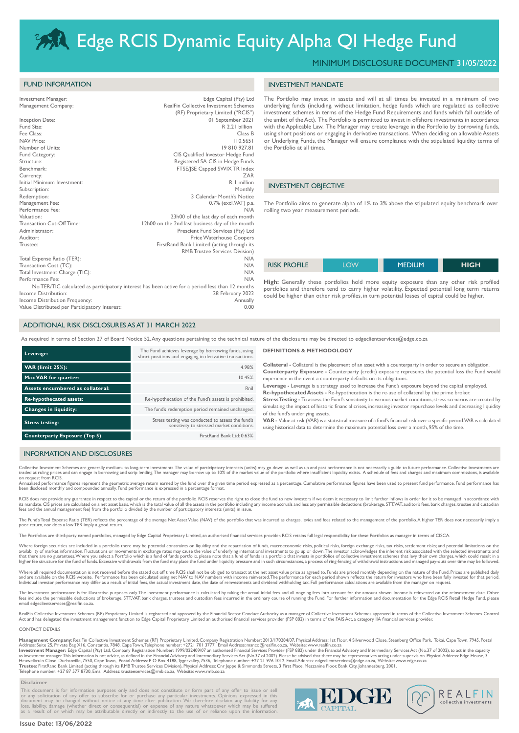# Edge RCIS Dynamic Equity Alpha QI Hedge Fund

MINIMUM DISCLOSURE DOCUMENT 31/05/2022

## FUND INFORMATION

| | |
|---|---|
| Investment Manager: | Edge Capital (Pty) Ltd |
| Management Company: | RealFin Collective Investment Schemes (RF) Proprietary Limited ("RCIS") |
| Inception Date: | 01 September 2021 |
| Fund Size: | R 2.21 billion |
| Fee Class: | Class B |
| NAV Price: | 110.5651 |
| Number of Units: | 19 810 927.81 |
| Fund Category: | CIS Qualified Investor Hedge Fund |
| Structure: | Registered SA CIS in Hedge Funds |
| Benchmark: | FTSE/JSE Capped SWIX TR Index |
| Currency: | ZAR |
| Initial Minimum Investment: | R 1 million |
| Subscription: | Monthly |
| Redemption: | 3 Calendar Month's Notice |
| Management Fee: | 0.7% (excl.VAT) p.a. |
| Performance Fee: | N/A |
| Valuation: | 23h00 of the last day of each month |
| Transaction Cut-Off Time: | 12h00 on the 2nd last business day of the month |
| Administrator: | Prescient Fund Services (Pty) Ltd |
| Auditor: | Price Waterhouse Coopers |
| Trustee: | FirstRand Bank Limited (acting through its RMB Trustee Services Division) |
| Total Expense Ratio (TER): | N/A |
| Transaction Cost (TC): | N/A |
| Total Investment Charge (TIC): | N/A |
| Performance Fee: | N/A |

No TER/TIC calculated as participatory interest has been active for a period less than 12 months

| | |
|---|---|
| Income Distribution: | 28 February 2022 |
| Income Distribution Frequency: | Annually |
| Value Distributed per Participatory Interest: | 0.00 |

## INVESTMENT MANDATE

The Portfolio may invest in assets and will at all times be invested in a minimum of two underlying funds (including, without limitation, hedge funds which are regulated as collective investment schemes in terms of the Hedge Fund Requirements and funds which fall outside of the ambit of the Act). The Portfolio is permitted to invest in offshore investments in accordance with the Applicable Law. The Manager may create leverage in the Portfolio by borrowing funds, using short positions or engaging in derivative transactions. When deciding on allowable Assets or Underlying Funds, the Manager will ensure compliance with the stipulated liquidity terms of the Portfolio at all times.

## INVESTMENT OBJECTIVE

The Portfolio aims to generate alpha of 1% to 3% above the stipulated equity benchmark over rolling two year measurement periods.

| RISK PROFILE | LOW | MEDIUM | **HIGH** |
|---|---|---|---|

**High:** Generally these portfolios hold more equity exposure than any other risk profiled portfolios and therefore tend to carry higher volatility. Expected potential long term returns could be higher than other risk profiles, in turn potential losses of capital could be higher.

## ADDITIONAL RISK DISCLOSURES AS AT 31 MARCH 2022

As required in terms of Section 27 of Board Notice 52. Any questions pertaining to the technical nature of the disclosures may be directed to edgeclientservices@edge.co.za

| | |
|---|---|
| **Leverage:** | The Fund achieves leverage by borrowing funds, using short positions and engaging in derivative transactions. |
| **VAR (limit 25%):** | 4.98% |
| **Max VAR for quarter:** | 10.45% |
| **Assets encumbered as collateral:** | Rnil |
| **Re-hypothecated assets:** | Re-hypothecation of the Fund's assets is prohibited. |
| **Changes in liquidity:** | The fund's redemption period remained unchanged. |
| **Stress testing:** | Stress testing was conducted to assess the fund's sensitivity to stressed market conditions. |
| **Counterparty Exposure (Top 5)** | FirstRand Bank Ltd: 0.63% |

### DEFINITIONS & METHODOLOGY

**Collateral -** Collateral is the placement of an asset with a counterparty in order to secure an obligation.

**Counterparty Exposure -** Counterparty (credit) exposure represents the potential loss the Fund would experience in the event a counterparty defaults on its obligations.

**Leverage -** Leverage is a strategy used to increase the Fund's exposure beyond the capital employed.

**Re-hypothecated Assets -** Re-hypothecation is the re-use of collateral by the prime broker.

**Stress Testing -** To assess the Fund's sensitivity to various market conditions, stress scenarios are created by simulating the impact of historic financial crises, increasing investor repurchase levels and decreasing liquidity of the fund's underlying assets.

**VAR -** Value at risk (VAR) is a statistical measure of a fund's financial risk over a specific period. VAR is calculated using historical data to determine the maximum potential loss over a month, 95% of the time.

## INFORMATION AND DISCLOSURES

Collective Investment Schemes are generally medium- to long-term investments. The value of participatory interests (units) may go down as well as up and past performance is not necessarily a guide to future performance. Collective investments are traded at ruling prices and can engage in borrowing and scrip lending. The manager may borrow up to 10% of the market value of the portfolio where insufficient liquidity exists. A schedule of fees and charges and maximum commissions, is available on request from RCIS.

Annualised performance figures represent the geometric average return earned by the fund over the given time period expressed as a percentage. Cumulative performance figures have been used to present fund performance. Fund performance has been disclosed monthly and compounded annually. Fund performance is expressed in a percentage format.

RCIS does not provide any guarantee in respect to the capital or the return of the portfolio. RCIS reserves the right to close the fund to new investors if we deem it necessary to limit further inflows in order for it to be managed in accordance with its mandate. CIS prices are calculated on a net asset basis, which is the total value of all the assets in the portfolio including any income accruals and less any permissible deductions (brokerage, STT, VAT, auditor's fees, bank charges, trustee and custodian fees and the annual management fee) from the portfolio divided by the number of participatory interests (units) in issue.

The Fund's Total Expense Ratio (TER) reflects the percentage of the average Net Asset Value (NAV) of the portfolio that was incurred as charges, levies and fees related to the management of the portfolio. A higher TER does not necessarily imply a poor return, nor does a low TER imply a good return.

The Portfolios are third-party named portfolios, managed by Edge Capital Proprietary Limited, an authorised financial services provider. RCIS retains full legal responsibility for these Portfolios as manager in terms of CISCA.

Where foreign securities are included in a portfolio there may be potential constraints on liquidity and the repatriation of funds, macroeconomic risks, political risks, foreign exchange risks, tax risks, settlement risks; and potential limitations on the availability of market information. Fluctuations or movements in exchange rates may cause the value of underlying international investments to go up or down. The investor acknowledges the inherent risk associated with the selected investments and that there are no guarantees. Where you select a Portfolio which is a fund of funds portfolio, please note that a fund of funds is a portfolio that invests in portfolios of collective investment schemes that levy their own charges, which could result in a higher fee structure for the fund of funds. Excessive withdrawals from the fund may place the fund under liquidity pressure and in such circumstances, a process of ring-fencing of withdrawal instructions and managed pay-outs over time may be followed.

Where all required documentation is not received before the stated cut off time RCIS shall not be obliged to transact at the net asset value price as agreed to. Funds are priced monthly depending on the nature of the Fund. Prices are published daily and are available on the RCIS website. Performance has been calculated using net NAV to NAV numbers with income reinvested. The performance for each period shown reflects the return for investors who have been fully invested for that period. Individual investor performance may differ as a result of initial fees, the actual investment date, the date of reinvestments and dividend withholding tax. Full performance calculations are available from the manager on request.

The investment performance is for illustrative purposes only. The investment performance is calculated by taking the actual initial fees and all ongoing fees into account for the amount shown. Income is reinvested on the reinvestment date. Other fees include the permissible deductions of brokerage, STT, VAT, bank charges, trustees and custodian fees incurred in the ordinary course of running the Fund. For further information and documentation for the Edge RCIS Retail Hedge Fund, please email edgeclientservices@realfin.co.za.

RealFin Collective Investment Schemes (RF) Proprietary Limited is registered and approved by the Financial Sector Conduct Authority as a manager of Collective Investment Schemes approved in terms of the Collective Investment Schemes Control Act and has delegated the investment management function to Edge Capital Proprietary Limited an authorised financial services provider (FSP 882) in terms of the FAIS Act, a category IIA financial services provider.

### CONTACT DETAILS

**Management Company:** RealFin Collective Investment Schemes (RF) Proprietary Limited, Company Registration Number: 2013/170284/07, Physical Address: 1st Floor, 4 Silverwood Close, Steenberg Office Park, Tokai, Cape Town, 7945, Postal Address: Suite 25, Private Bag X16, Constantia, 7848, Cape Town, Telephone number: +2721 701 3777, Email Address: manco@realfin.co.za, Website: www.realfin.co.za

**Investment Manager:** Edge Capital (Pty) Ltd, Company Registration Number: 1999/022409/07 an authorised Financial Services Provider (FSP 882) under the Financial Advisory and Intermediary Services Act (No.37 of 2002), to act in the capacity as investment manager. This information is not advice, as defined in the Financial Advisory and Intermediary Services Act (No.37 of 2002). Please be advised that there may be representatives acting under supervision. Physical Address: Edge House, 3 Heuwelkruin Close, Durbanville, 7550, Cape Town, Postal Address: P O Box 4188, Tygervalley, 7536, Telephone number: +27 21 976 1012, Email Address: edgeclientservices@edge.co.za, Website: www.edge.co.za

**Trustee:** FirstRand Bank Limited (acting through its RMB Trustee Services Division), Physical Address: Cnr Jeppe & Simmonds Streets, 3 First Place, Mezzanine Floor, Bank City, Johannesburg, 2001, Telephone number: +27 87 577 8730, Email Address: trusteeservices@rmb.co.za, Website: www.rmb.co.za

### Disclaimer

This document is for information purposes only and does not constitute or form part of any offer to issue or sell or any solicitation of any offer to subscribe for or purchase any particular investments. Opinions expressed in this document may be changed without notice at any time after publication. We therefore disclaim any liability for any loss, liability, damage (whether direct or consequential) or expense of any nature whatsoever which may be suffered as a result of or which may be attributable directly or indirectly to the use of or reliance upon the information.

**Issue Date: 13/06/2022**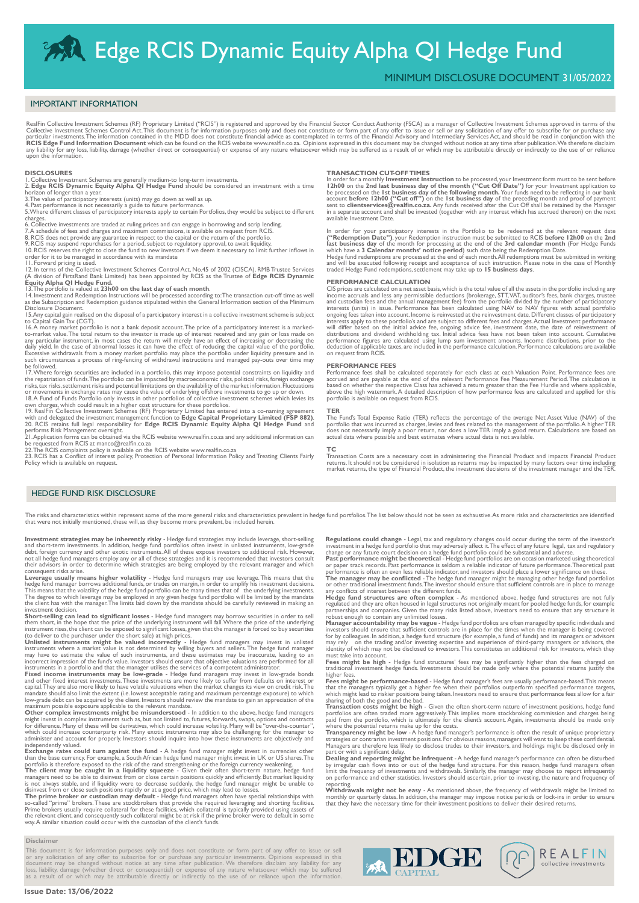# Edge RCIS Dynamic Equity Alpha QI Hedge Fund

MINIMUM DISCLOSURE DOCUMENT 31/05/2022

## IMPORTANT INFORMATION

RealFin Collective Investment Schemes (RF) Proprietary Limited ("RCIS") is registered and approved by the Financial Sector Conduct Authority (FSCA) as a manager of Collective Investment Schemes approved in terms of the Collective Investment Schemes Control Act. This document is for information purposes only and does not constitute or form part of any offer to issue or sell or any solicitation of any offer to subscribe for or purchase any particular investments. The information contained in the MDD does not constitute financial advice as contemplated in terms of the Financial Advisory and Intermediary Services Act, and should be read in conjunction with the **RCIS Edge Fund Information Document** which can be found on the RCIS website www.realfin.co.za. Opinions expressed in this document may be changed without notice at any time after publication. We therefore disclaim any liability for any loss, liability, damage (whether direct or consequential) or expense of any nature whatsoever which may be suffered as a result of or which may be attributable directly or indirectly to the use of or reliance upon the information.

### DISCLOSURES

1. Collective Investment Schemes are generally medium-to long-term investments.
2. **Edge RCIS Dynamic Equity Alpha QI Hedge Fund** should be considered an investment with a time horizon of longer than a year.
3. The value of participatory interests (units) may go down as well as up.
4. Past performance is not necessarily a guide to future performance.
5. Where different classes of participatory interests apply to certain Portfolios, they would be subject to different charges.
6. Collective investments are traded at ruling prices and can engage in borrowing and scrip lending.
7. A schedule of fees and charges and maximum commissions, is available on request from RCIS.
8. RCIS does not provide any guarantee in respect to the capital or the return of the portfolio.
9. RCIS may suspend repurchases for a period, subject to regulatory approval, to await liquidity.
10. RCIS reserves the right to close the fund to new investors if we deem it necessary to limit further inflows in order for it to be managed in accordance with its mandate
11. Forward pricing is used.
12. In terms of the Collective Investment Schemes Control Act, No.45 of 2002 (CISCA), RMB Trustee Services (A division of FirstRand Bank Limited) has been appointed by RCIS as the Trustee of **Edge RCIS Dynamic Equity Alpha QI Hedge Fund.**
13. The portfolio is valued at **23h00 on the last day of each month**.
14. Investment and Redemption Instructions will be processed according to: The transaction cut-off time as well as the Subscription and Redemption guidance stipulated within the General Information section of the Minimum Disclosure Document.
15. Any capital gain realised on the disposal of a participatory interest in a collective investment scheme is subject to Capital Gain Tax (CGT).
16. A money market portfolio is not a bank deposit account. The price of a participatory interest is a marked-to-market value. The total return to the investor is made up of interest received and any gain or loss made on any particular instrument, in most cases the return will merely have an effect of increasing or decreasing the daily yield. In the case of abnormal losses it can have the effect of reducing the capital value of the portfolio. Excessive withdrawals from a money market portfolio may place the portfolio under liquidity pressure and in such circumstances a process of ring-fencing of withdrawal instructions and managed pay-outs over time may be followed.
17. Where foreign securities are included in a portfolio, this may impose potential constraints on liquidity and the repatriation of funds. The portfolio can be impacted by macroeconomic risks, political risks, foreign exchange risks, tax risks, settlement risks and potential limitations on the availability of the market information. Fluctuations or movements in exchange rates may cause the value of underlying offshore investments to go up or down.
18. A Fund of Funds Portfolio only invests in other portfolios of collective investment schemes which levies its own charges, which could result in a higher cost structure for these portfolios.
19. RealFin Collective Investment Schemes (RF) Proprietary Limited has entered into a co-naming agreement with and delegated the investment management function to **Edge Capital Proprietary Limited (FSP 882)**.
20. RCIS retains full legal responsibility for **Edge RCIS Dynamic Equity Alpha QI Hedge Fund** and performs Risk Management oversight.
21. Application forms can be obtained via the RCIS website www.realfin.co.za and any additional information can be requested from RCIS at manco@realfin.co.za
22. The RCIS complaints policy is available on the RCIS website www.realfin.co.za
23. RCIS has a Conflict of interest policy, Protection of Personal Information Policy and Treating Clients Fairly Policy which is available on request.

### TRANSACTION CUT-OFF TIMES

In order for a monthly **Investment Instruction** to be processed, your Investment form must to be sent before **12h00** on the **2nd last business day of the month ("Cut Off Date")** for your Investment application to be processed on the **1st business day of the following month.** Your funds need to be reflecting in our bank account **before 12h00 ("Cut off")** on the **1st business day** of the preceding month and proof of payment sent to **clientservices@realfin.co.za.** Any funds received after the Cut Off shall be retained by the Manager in a separate account and shall be invested (together with any interest which has accrued thereon) on the next available Investment Date.

In order for your participatory interests in the Portfolio to be redeemed at the relevant request date **("Redemption Date")**, your Redemption instruction must be submitted to RCIS **before 12h00** on the **2nd last business day** of the month for processing at the end of the **3rd calendar month** (For Hedge Funds which have a **3 Calendar months' notice period**) such date being the Redemption Date.
Hedge fund redemptions are processed at the end of each month. All redemptions must be submitted in writing and will be executed following receipt and acceptance of such instruction. Please note in the case of Monthly traded Hedge Fund redemptions, settlement may take up to **15 business days**.

### PERFORMANCE CALCULATION

CIS prices are calculated on a net asset basis, which is the total value of all the assets in the portfolio including any income accruals and less any permissible deductions (brokerage, STT, VAT, auditor's fees, bank charges, trustee and custodian fees and the annual management fee) from the portfolio divided by the number of participatory interests (units) in issue. Performance has been calculated using NAV to NAV figures with actual portfolio ongoing fees taken into account. Income is reinvested at the reinvestment date. Different classes of participatory interests apply to these portfolio's and are subject to different fees and charges. Actual Investment performance will differ based on the initial advice fee, ongoing advice fee, investment date, the date of reinvestment of distributions and dividend withholding tax. Initial advice fees have not been taken into account. Cumulative performance figures are calculated using lump sum investment amounts. Income distributions, prior to the deduction of applicable taxes, are included in the performance calculation. Performance calculations are available on request from RCIS.

### PERFORMANCE FEES

Performance fees shall be calculated separately for each class at each Valuation Point. Performance fees are accrued and are payable at the end of the relevant Performance Fee Measurement Period. The calculation is based on whether the respective Class has achieved a return greater than the Fee Hurdle and where applicable, above the high watermark. A detailed description of how performance fees are calculated and applied for this portfolio is available on request from RCIS.

### TER

The Fund's Total Expense Ratio (TER) reflects the percentage of the average Net Asset Value (NAV) of the portfolio that was incurred as charges, levies and fees related to the management of the portfolio. A higher TER does not necessarily imply a poor return, nor does a low TER imply a good return. Calculations are based on actual data where possible and best estimates where actual data is not available.

### TC

Transaction Costs are a necessary cost in administering the Financial Product and impacts Financial Product returns. It should not be considered in isolation as returns may be impacted by many factors over time including market returns, the type of Financial Product, the investment decisions of the investment manager and the TER.

## HEDGE FUND RISK DISCLOSURE

The risks and characteristics within represent some of the more general risks and characteristics prevalent in hedge fund portfolios. The list below should not be seen as exhaustive. As more risks and characteristics are identified that were not initially mentioned, these will, as they become more prevalent, be included herein.

**Investment strategies may be inherently risky** - Hedge fund strategies may include leverage, short-selling and short-term investments. In addition, hedge fund portfolios often invest in unlisted instruments, low-grade debt, foreign currency and other exotic instruments. All of these expose investors to additional risk. However, not all hedge fund managers employ any or all of these strategies and it is recommended that investors consult their advisors in order to determine which strategies are being employed by the relevant manager and which consequent risks arise.

**Leverage usually means higher volatility** - Hedge fund managers may use leverage. This means that the hedge fund manager borrows additional funds, or trades on margin, in order to amplify his investment decisions. This means that the volatility of the hedge fund portfolio can be many times that of the underlying investments. The degree to which leverage may be employed in any given hedge fund portfolio will be limited by the mandate the client has with the manager. The limits laid down by the mandate should be carefully reviewed in making an investment decision.

**Short-selling can lead to significant losses** - Hedge fund managers may borrow securities in order to sell them short, in the hope that the price of the underlying instrument will fall. Where the price of the underlying instrument rises, the client can be exposed to significant losses, given that the manager is forced to buy securities (to deliver to the purchaser under the short sale) at high prices.

**Unlisted instruments might be valued incorrectly** - Hedge fund managers may invest in unlisted instruments where a market value is not determined by willing buyers and sellers. The hedge fund manager may have to estimate the value of such instruments, and these estimates may be inaccurate, leading to an incorrect impression of the fund's value. Investors should ensure that objective valuations are performed for all instruments in a portfolio and that the manager utilises the services of a competent administrator.

**Fixed income instruments may be low-grade** - Hedge fund managers may invest in low-grade bonds and other fixed interest investments. These investments are more likely to suffer from defaults on interest or capital. They are also more likely to have volatile valuations when the market changes its view on credit risk. The mandate should also limit the extent (i.e. lowest acceptable rating and maximum percentage exposure) to which low-grade debt can be acquired by the client. Investors should review the mandate to gain an appreciation of the maximum possible exposure applicable to the relevant mandate.

**Other complex investments might be misunderstood** - In addition to the above, hedge fund managers might invest in complex instruments such as, but not limited to, futures, forwards, swaps, options and contracts for difference. Many of these will be derivatives, which could increase volatility. Many will be "over-the-counter", which could increase counterparty risk. Many exotic instruments may also be challenging for the manager to administer and account for properly. Investors should inquire into how these instruments are objectively and independently valued.

**Exchange rates could turn against the fund** - A hedge fund manager might invest in currencies other than the base currency. For example, a South African hedge fund manager might invest in UK or US shares. The portfolio is therefore exposed to the risk of the rand strengthening or the foreign currency weakening.

**The client may be caught in a liquidity squeeze** - Given their often short-term nature, hedge fund managers need to be able to disinvest from or close certain positions quickly and efficiently. But market liquidity is not always stable, and if liquidity were to decrease suddenly, the hedge fund manager might be unable to disinvest from or close such positions rapidly or at a good price, which may lead to losses.

**The prime broker or custodian may default** - Hedge fund managers often have special relationships with so-called "prime" brokers. These are stockbrokers that provide the required leveraging and shorting facilities. Prime brokers usually require collateral for these facilities, which collateral is typically provided using assets of the relevant client, and consequently such collateral might be at risk if the prime broker were to default in some way. A similar situation could occur with the custodian of the client's funds.

**Regulations could change** - Legal, tax and regulatory changes could occur during the term of the investor's investment in a hedge fund portfolio that may adversely affect it. The effect of any future legal, tax and regulatory change or any future court decision on a hedge fund portfolio could be substantial and adverse.

**Past performance might be theoretical** - Hedge fund portfolios are on occasion marketed using theoretical or paper track records. Past performance is seldom a reliable indicator of future performance. Theoretical past performance is often an even less reliable indicator, and investors should place a lower significance on these.

**The manager may be conflicted** - The hedge fund manager might be managing other hedge fund portfolios or other traditional investment funds. The investor should ensure that sufficient controls are in place to manage any conflicts of interest between the different funds.

**Hedge fund structures are often complex** - As mentioned above, hedge fund structures are not fully regulated and they are often housed in legal structures not originally meant for pooled hedge funds, for example partnerships and companies. Given the many risks listed above, investors need to ensure that any structure is robust enough to contain any unlimited losses.

**Manager accountability may be vague** - Hedge fund portfolios are often managed by specific individuals and investors should ensure that sufficient controls are in place for the times when the manager is being covered for by colleagues. In addition, a hedge fund structure (for example, a fund of funds) and its managers or advisors may rely on the trading and/or investing expertise and experience of third-party managers or advisors, the identity of which may not be disclosed to investors. This constitutes an additional risk for investors, which they must take into account.

**Fees might be high** - Hedge fund structures' fees may be significantly higher than the fees charged on traditional investment hedge funds. Investments should be made only where the potential returns justify the higher fees.

**Fees might be performance-based** - Hedge fund manager's fees are usually performance-based. This means that the managers typically get a higher fee when their portfolios outperform specified performance targets, which might lead to riskier positions being taken. Investors need to ensure that performance fees allow for a fair sharing of both the good and the bad.

**Transaction costs might be high** - Given the often short-term nature of investment positions, hedge fund portfolios are often traded more aggressively. This implies more stockbroking commission and charges being paid from the portfolio, which is ultimately for the client's account. Again, investments should be made only where the potential returns make up for the costs.

**Transparency might be low** - A hedge fund manager's performance is often the result of unique proprietary strategies or contrarian investment positions. For obvious reasons, managers will want to keep these confidential. Managers are therefore less likely to disclose trades to their investors, and holdings might be disclosed only in part or with a significant delay.

**Dealing and reporting might be infrequent** - A hedge fund manager's performance can often be disturbed by irregular cash flows into or out of the hedge fund structure. For this reason, hedge fund managers often limit the frequency of investments and withdrawals. Similarly, the manager may choose to report infrequently on performance and other statistics. Investors should ascertain, prior to investing, the nature and frequency of reporting.

**Withdrawals might not be easy** - As mentioned above, the frequency of withdrawals might be limited to monthly or quarterly dates. In addition, the manager may impose notice periods or lock-ins in order to ensure that they have the necessary time for their investment positions to deliver their desired returns.

**Disclaimer**

This document is for information purposes only and does not constitute or form part of any offer to issue or sell or any solicitation of any offer to subscribe for or purchase any particular investments. Opinions expressed in this document may be changed without notice at any time after publication. We therefore disclaim any liability for any loss, liability, damage (whether direct or consequential) or expense of any nature whatsoever which may be suffered as a result of or which may be attributable directly or indirectly to the use of or reliance upon the information.

EDGE CAPITAL

REALFIN collective investments

**Issue Date: 13/06/2022**